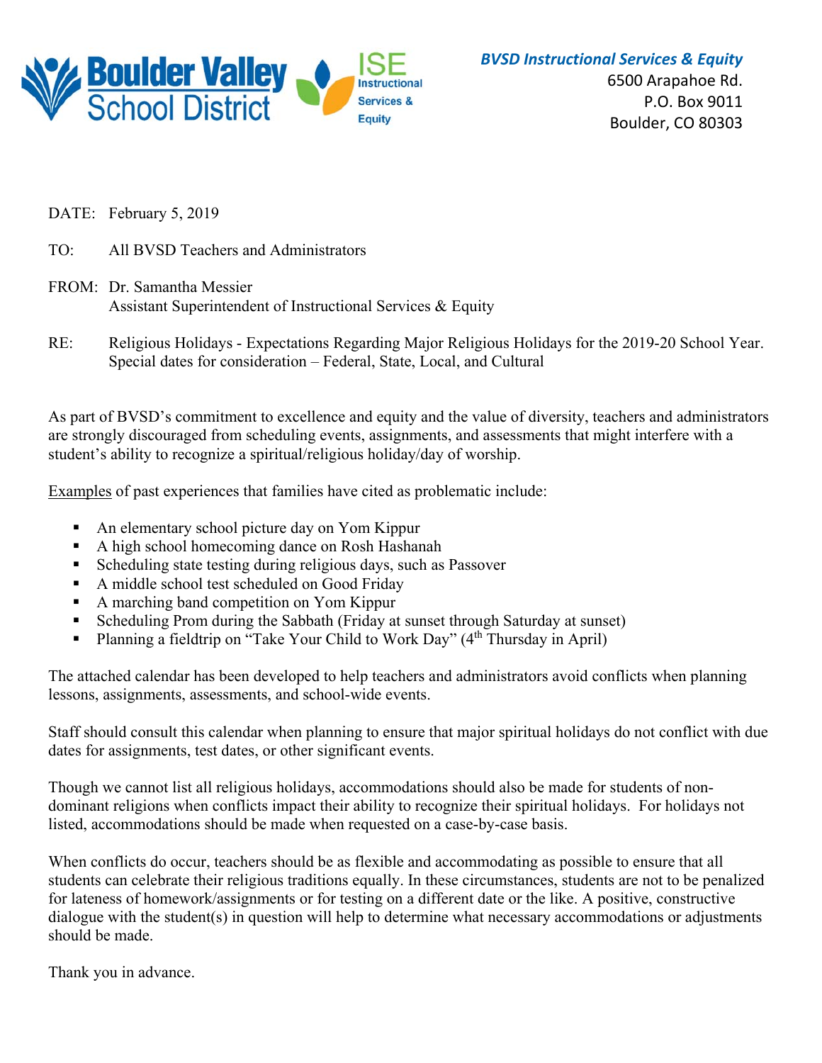Boulder Valley School District | ISE Instructional Services & Equity

***BVSD Instructional Services & Equity***
6500 Arapahoe Rd.
P.O. Box 9011
Boulder, CO 80303

DATE: February 5, 2019

TO: All BVSD Teachers and Administrators

FROM: Dr. Samantha Messier
Assistant Superintendent of Instructional Services & Equity

RE: Religious Holidays - Expectations Regarding Major Religious Holidays for the 2019-20 School Year. Special dates for consideration – Federal, State, Local, and Cultural

As part of BVSD's commitment to excellence and equity and the value of diversity, teachers and administrators are strongly discouraged from scheduling events, assignments, and assessments that might interfere with a student's ability to recognize a spiritual/religious holiday/day of worship.

<u>Examples</u> of past experiences that families have cited as problematic include:

- An elementary school picture day on Yom Kippur
- A high school homecoming dance on Rosh Hashanah
- Scheduling state testing during religious days, such as Passover
- A middle school test scheduled on Good Friday
- A marching band competition on Yom Kippur
- Scheduling Prom during the Sabbath (Friday at sunset through Saturday at sunset)
- Planning a fieldtrip on "Take Your Child to Work Day" (4th Thursday in April)

The attached calendar has been developed to help teachers and administrators avoid conflicts when planning lessons, assignments, assessments, and school-wide events.

Staff should consult this calendar when planning to ensure that major spiritual holidays do not conflict with due dates for assignments, test dates, or other significant events.

Though we cannot list all religious holidays, accommodations should also be made for students of non-dominant religions when conflicts impact their ability to recognize their spiritual holidays. For holidays not listed, accommodations should be made when requested on a case-by-case basis.

When conflicts do occur, teachers should be as flexible and accommodating as possible to ensure that all students can celebrate their religious traditions equally. In these circumstances, students are not to be penalized for lateness of homework/assignments or for testing on a different date or the like. A positive, constructive dialogue with the student(s) in question will help to determine what necessary accommodations or adjustments should be made.

Thank you in advance.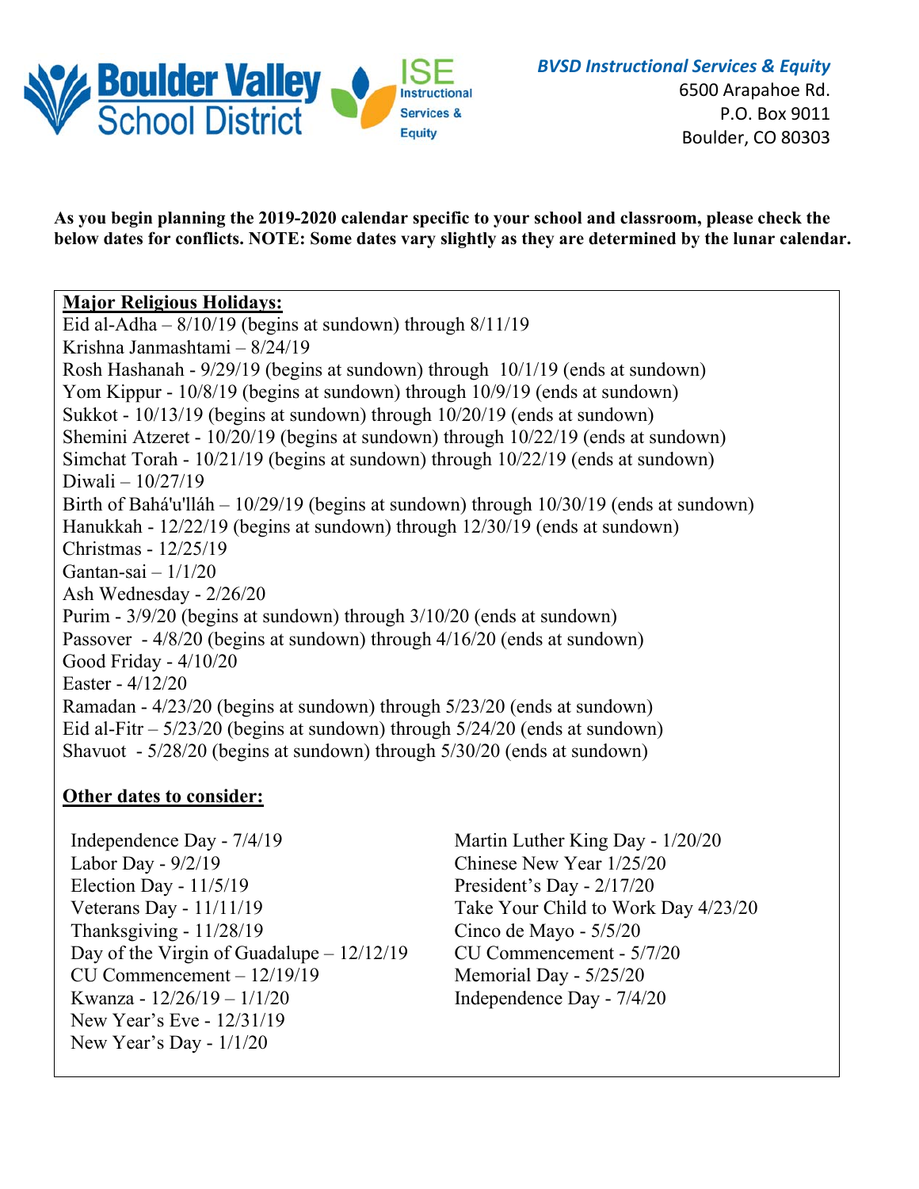Boulder Valley School District

ISE Instructional Services & Equity

*BVSD Instructional Services & Equity*
6500 Arapahoe Rd.
P.O. Box 9011
Boulder, CO 80303

**As you begin planning the 2019-2020 calendar specific to your school and classroom, please check the below dates for conflicts. NOTE: Some dates vary slightly as they are determined by the lunar calendar.**

**Major Religious Holidays:**

Eid al-Adha – 8/10/19 (begins at sundown) through 8/11/19
Krishna Janmashtami – 8/24/19
Rosh Hashanah - 9/29/19 (begins at sundown) through 10/1/19 (ends at sundown)
Yom Kippur - 10/8/19 (begins at sundown) through 10/9/19 (ends at sundown)
Sukkot - 10/13/19 (begins at sundown) through 10/20/19 (ends at sundown)
Shemini Atzeret - 10/20/19 (begins at sundown) through 10/22/19 (ends at sundown)
Simchat Torah - 10/21/19 (begins at sundown) through 10/22/19 (ends at sundown)
Diwali – 10/27/19
Birth of Bahá'u'lláh – 10/29/19 (begins at sundown) through 10/30/19 (ends at sundown)
Hanukkah - 12/22/19 (begins at sundown) through 12/30/19 (ends at sundown)
Christmas - 12/25/19
Gantan-sai – 1/1/20
Ash Wednesday - 2/26/20
Purim - 3/9/20 (begins at sundown) through 3/10/20 (ends at sundown)
Passover - 4/8/20 (begins at sundown) through 4/16/20 (ends at sundown)
Good Friday - 4/10/20
Easter - 4/12/20
Ramadan - 4/23/20 (begins at sundown) through 5/23/20 (ends at sundown)
Eid al-Fitr – 5/23/20 (begins at sundown) through 5/24/20 (ends at sundown)
Shavuot - 5/28/20 (begins at sundown) through 5/30/20 (ends at sundown)

**Other dates to consider:**

Independence Day - 7/4/19
Labor Day - 9/2/19
Election Day - 11/5/19
Veterans Day - 11/11/19
Thanksgiving - 11/28/19
Day of the Virgin of Guadalupe – 12/12/19
CU Commencement – 12/19/19
Kwanza - 12/26/19 – 1/1/20
New Year's Eve - 12/31/19
New Year's Day - 1/1/20
Martin Luther King Day - 1/20/20
Chinese New Year 1/25/20
President's Day - 2/17/20
Take Your Child to Work Day 4/23/20
Cinco de Mayo - 5/5/20
CU Commencement - 5/7/20
Memorial Day - 5/25/20
Independence Day - 7/4/20